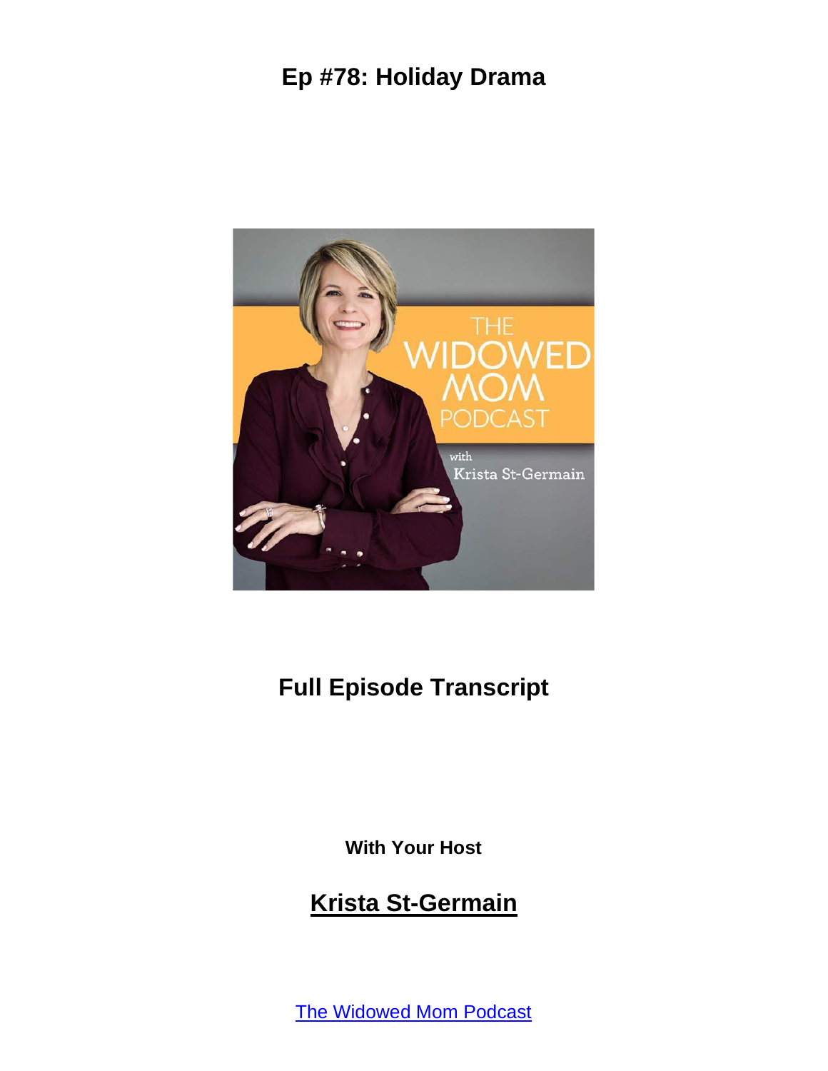# Ep #78: Holiday Drama

## Full Episode Transcript

**With Your Host**

## Krista St-Germain

The Widowed Mom Podcast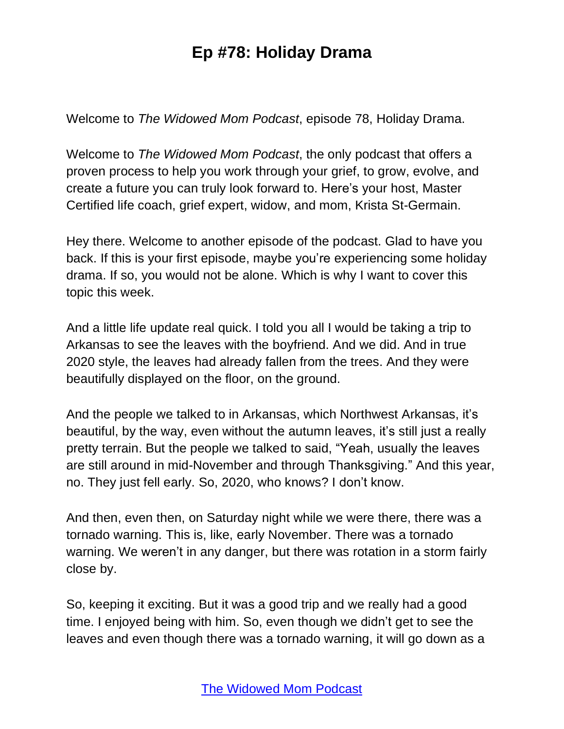# Ep #78: Holiday Drama

Welcome to *The Widowed Mom Podcast*, episode 78, Holiday Drama.

Welcome to *The Widowed Mom Podcast*, the only podcast that offers a proven process to help you work through your grief, to grow, evolve, and create a future you can truly look forward to. Here's your host, Master Certified life coach, grief expert, widow, and mom, Krista St-Germain.

Hey there. Welcome to another episode of the podcast. Glad to have you back. If this is your first episode, maybe you're experiencing some holiday drama. If so, you would not be alone. Which is why I want to cover this topic this week.

And a little life update real quick. I told you all I would be taking a trip to Arkansas to see the leaves with the boyfriend. And we did. And in true 2020 style, the leaves had already fallen from the trees. And they were beautifully displayed on the floor, on the ground.

And the people we talked to in Arkansas, which Northwest Arkansas, it's beautiful, by the way, even without the autumn leaves, it's still just a really pretty terrain. But the people we talked to said, "Yeah, usually the leaves are still around in mid-November and through Thanksgiving." And this year, no. They just fell early. So, 2020, who knows? I don't know.

And then, even then, on Saturday night while we were there, there was a tornado warning. This is, like, early November. There was a tornado warning. We weren't in any danger, but there was rotation in a storm fairly close by.

So, keeping it exciting. But it was a good trip and we really had a good time. I enjoyed being with him. So, even though we didn't get to see the leaves and even though there was a tornado warning, it will go down as a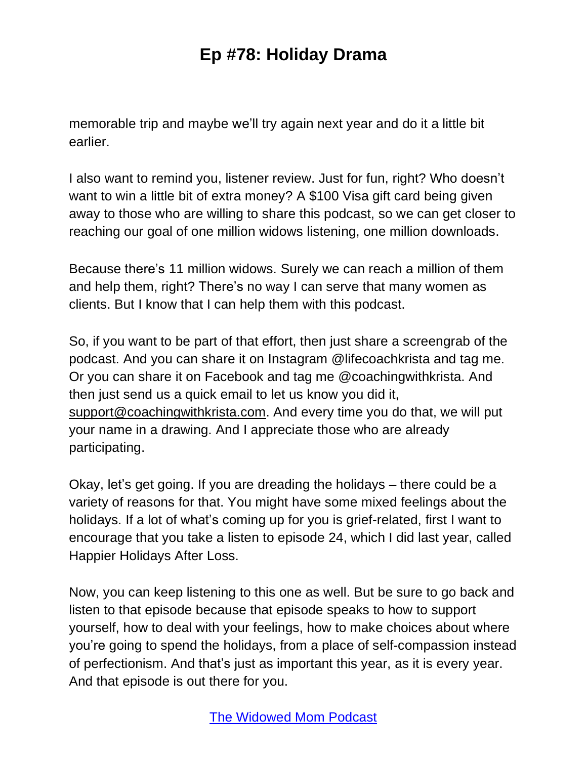memorable trip and maybe we'll try again next year and do it a little bit earlier.

I also want to remind you, listener review. Just for fun, right? Who doesn't want to win a little bit of extra money? A $100 Visa gift card being given away to those who are willing to share this podcast, so we can get closer to reaching our goal of one million widows listening, one million downloads.

Because there's 11 million widows. Surely we can reach a million of them and help them, right? There's no way I can serve that many women as clients. But I know that I can help them with this podcast.

So, if you want to be part of that effort, then just share a screengrab of the podcast. And you can share it on Instagram @lifecoachkrista and tag me. Or you can share it on Facebook and tag me @coachingwithkrista. And then just send us a quick email to let us know you did it, support@coachingwithkrista.com. And every time you do that, we will put your name in a drawing. And I appreciate those who are already participating.

Okay, let's get going. If you are dreading the holidays – there could be a variety of reasons for that. You might have some mixed feelings about the holidays. If a lot of what's coming up for you is grief-related, first I want to encourage that you take a listen to episode 24, which I did last year, called Happier Holidays After Loss.

Now, you can keep listening to this one as well. But be sure to go back and listen to that episode because that episode speaks to how to support yourself, how to deal with your feelings, how to make choices about where you're going to spend the holidays, from a place of self-compassion instead of perfectionism. And that's just as important this year, as it is every year. And that episode is out there for you.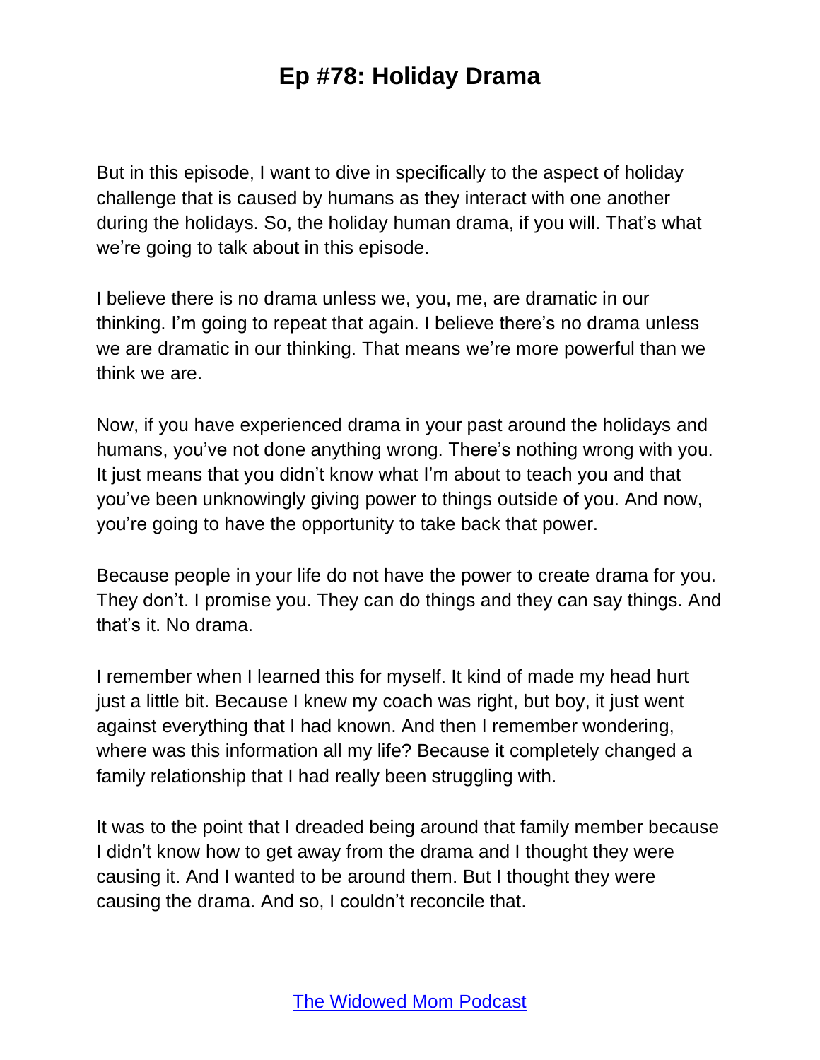But in this episode, I want to dive in specifically to the aspect of holiday challenge that is caused by humans as they interact with one another during the holidays. So, the holiday human drama, if you will. That's what we're going to talk about in this episode.

I believe there is no drama unless we, you, me, are dramatic in our thinking. I'm going to repeat that again. I believe there's no drama unless we are dramatic in our thinking. That means we're more powerful than we think we are.

Now, if you have experienced drama in your past around the holidays and humans, you've not done anything wrong. There's nothing wrong with you. It just means that you didn't know what I'm about to teach you and that you've been unknowingly giving power to things outside of you. And now, you're going to have the opportunity to take back that power.

Because people in your life do not have the power to create drama for you. They don't. I promise you. They can do things and they can say things. And that's it. No drama.

I remember when I learned this for myself. It kind of made my head hurt just a little bit. Because I knew my coach was right, but boy, it just went against everything that I had known. And then I remember wondering, where was this information all my life? Because it completely changed a family relationship that I had really been struggling with.

It was to the point that I dreaded being around that family member because I didn't know how to get away from the drama and I thought they were causing it. And I wanted to be around them. But I thought they were causing the drama. And so, I couldn't reconcile that.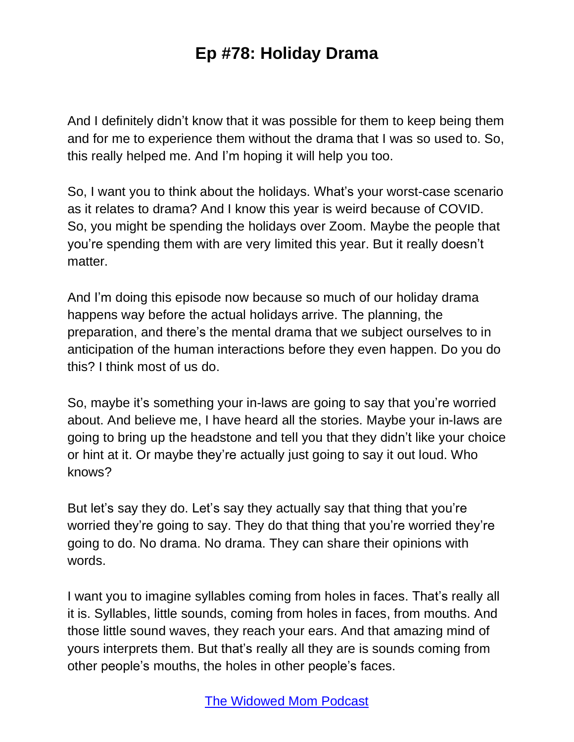And I definitely didn't know that it was possible for them to keep being them and for me to experience them without the drama that I was so used to. So, this really helped me. And I'm hoping it will help you too.

So, I want you to think about the holidays. What's your worst-case scenario as it relates to drama? And I know this year is weird because of COVID. So, you might be spending the holidays over Zoom. Maybe the people that you're spending them with are very limited this year. But it really doesn't matter.

And I'm doing this episode now because so much of our holiday drama happens way before the actual holidays arrive. The planning, the preparation, and there's the mental drama that we subject ourselves to in anticipation of the human interactions before they even happen. Do you do this? I think most of us do.

So, maybe it's something your in-laws are going to say that you're worried about. And believe me, I have heard all the stories. Maybe your in-laws are going to bring up the headstone and tell you that they didn't like your choice or hint at it. Or maybe they're actually just going to say it out loud. Who knows?

But let's say they do. Let's say they actually say that thing that you're worried they're going to say. They do that thing that you're worried they're going to do. No drama. No drama. They can share their opinions with words.

I want you to imagine syllables coming from holes in faces. That's really all it is. Syllables, little sounds, coming from holes in faces, from mouths. And those little sound waves, they reach your ears. And that amazing mind of yours interprets them. But that's really all they are is sounds coming from other people's mouths, the holes in other people's faces.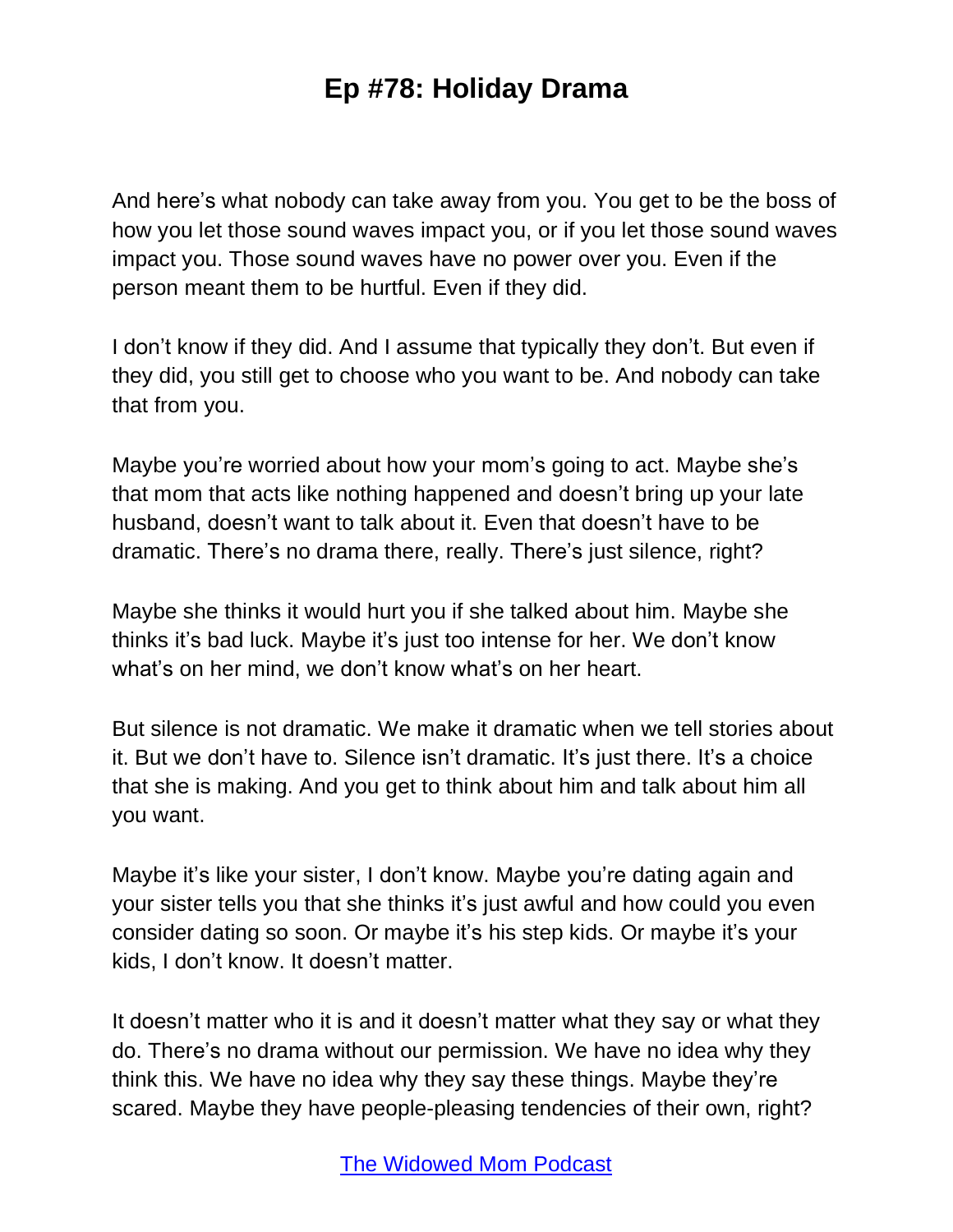And here's what nobody can take away from you. You get to be the boss of how you let those sound waves impact you, or if you let those sound waves impact you. Those sound waves have no power over you. Even if the person meant them to be hurtful. Even if they did.

I don't know if they did. And I assume that typically they don't. But even if they did, you still get to choose who you want to be. And nobody can take that from you.

Maybe you're worried about how your mom's going to act. Maybe she's that mom that acts like nothing happened and doesn't bring up your late husband, doesn't want to talk about it. Even that doesn't have to be dramatic. There's no drama there, really. There's just silence, right?

Maybe she thinks it would hurt you if she talked about him. Maybe she thinks it's bad luck. Maybe it's just too intense for her. We don't know what's on her mind, we don't know what's on her heart.

But silence is not dramatic. We make it dramatic when we tell stories about it. But we don't have to. Silence isn't dramatic. It's just there. It's a choice that she is making. And you get to think about him and talk about him all you want.

Maybe it's like your sister, I don't know. Maybe you're dating again and your sister tells you that she thinks it's just awful and how could you even consider dating so soon. Or maybe it's his step kids. Or maybe it's your kids, I don't know. It doesn't matter.

It doesn't matter who it is and it doesn't matter what they say or what they do. There's no drama without our permission. We have no idea why they think this. We have no idea why they say these things. Maybe they're scared. Maybe they have people-pleasing tendencies of their own, right?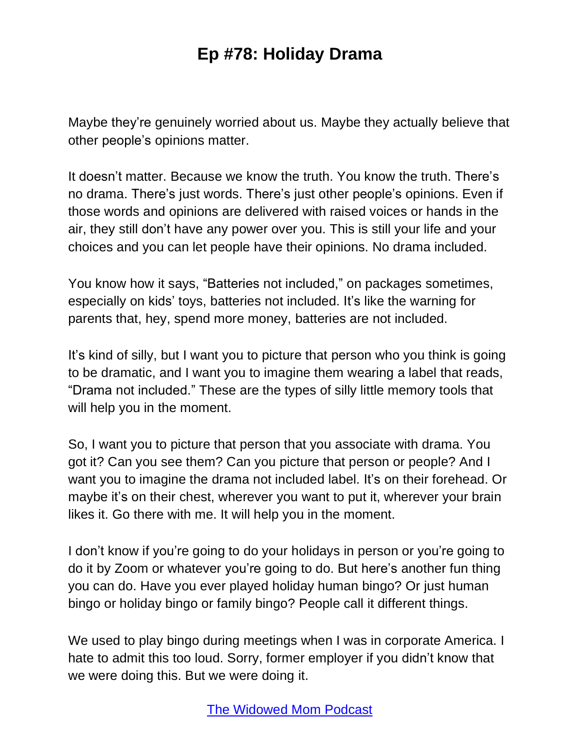Maybe they're genuinely worried about us. Maybe they actually believe that other people's opinions matter.

It doesn't matter. Because we know the truth. You know the truth. There's no drama. There's just words. There's just other people's opinions. Even if those words and opinions are delivered with raised voices or hands in the air, they still don't have any power over you. This is still your life and your choices and you can let people have their opinions. No drama included.

You know how it says, "Batteries not included," on packages sometimes, especially on kids' toys, batteries not included. It's like the warning for parents that, hey, spend more money, batteries are not included.

It's kind of silly, but I want you to picture that person who you think is going to be dramatic, and I want you to imagine them wearing a label that reads, "Drama not included." These are the types of silly little memory tools that will help you in the moment.

So, I want you to picture that person that you associate with drama. You got it? Can you see them? Can you picture that person or people? And I want you to imagine the drama not included label. It's on their forehead. Or maybe it's on their chest, wherever you want to put it, wherever your brain likes it. Go there with me. It will help you in the moment.

I don't know if you're going to do your holidays in person or you're going to do it by Zoom or whatever you're going to do. But here's another fun thing you can do. Have you ever played holiday human bingo? Or just human bingo or holiday bingo or family bingo? People call it different things.

We used to play bingo during meetings when I was in corporate America. I hate to admit this too loud. Sorry, former employer if you didn't know that we were doing this. But we were doing it.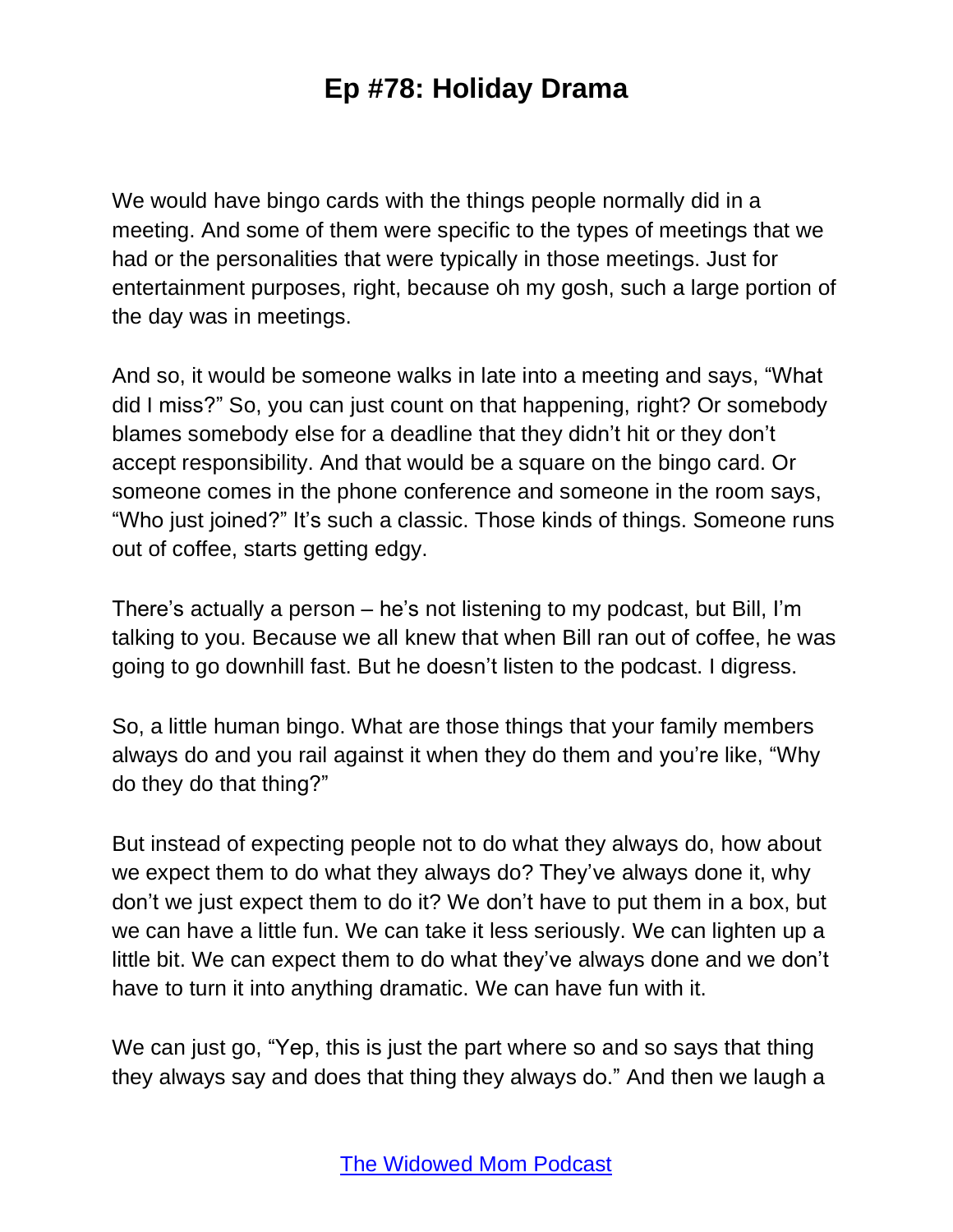We would have bingo cards with the things people normally did in a meeting. And some of them were specific to the types of meetings that we had or the personalities that were typically in those meetings. Just for entertainment purposes, right, because oh my gosh, such a large portion of the day was in meetings.

And so, it would be someone walks in late into a meeting and says, "What did I miss?" So, you can just count on that happening, right? Or somebody blames somebody else for a deadline that they didn't hit or they don't accept responsibility. And that would be a square on the bingo card. Or someone comes in the phone conference and someone in the room says, "Who just joined?" It's such a classic. Those kinds of things. Someone runs out of coffee, starts getting edgy.

There's actually a person – he's not listening to my podcast, but Bill, I'm talking to you. Because we all knew that when Bill ran out of coffee, he was going to go downhill fast. But he doesn't listen to the podcast. I digress.

So, a little human bingo. What are those things that your family members always do and you rail against it when they do them and you're like, "Why do they do that thing?"

But instead of expecting people not to do what they always do, how about we expect them to do what they always do? They've always done it, why don't we just expect them to do it? We don't have to put them in a box, but we can have a little fun. We can take it less seriously. We can lighten up a little bit. We can expect them to do what they've always done and we don't have to turn it into anything dramatic. We can have fun with it.

We can just go, "Yep, this is just the part where so and so says that thing they always say and does that thing they always do." And then we laugh a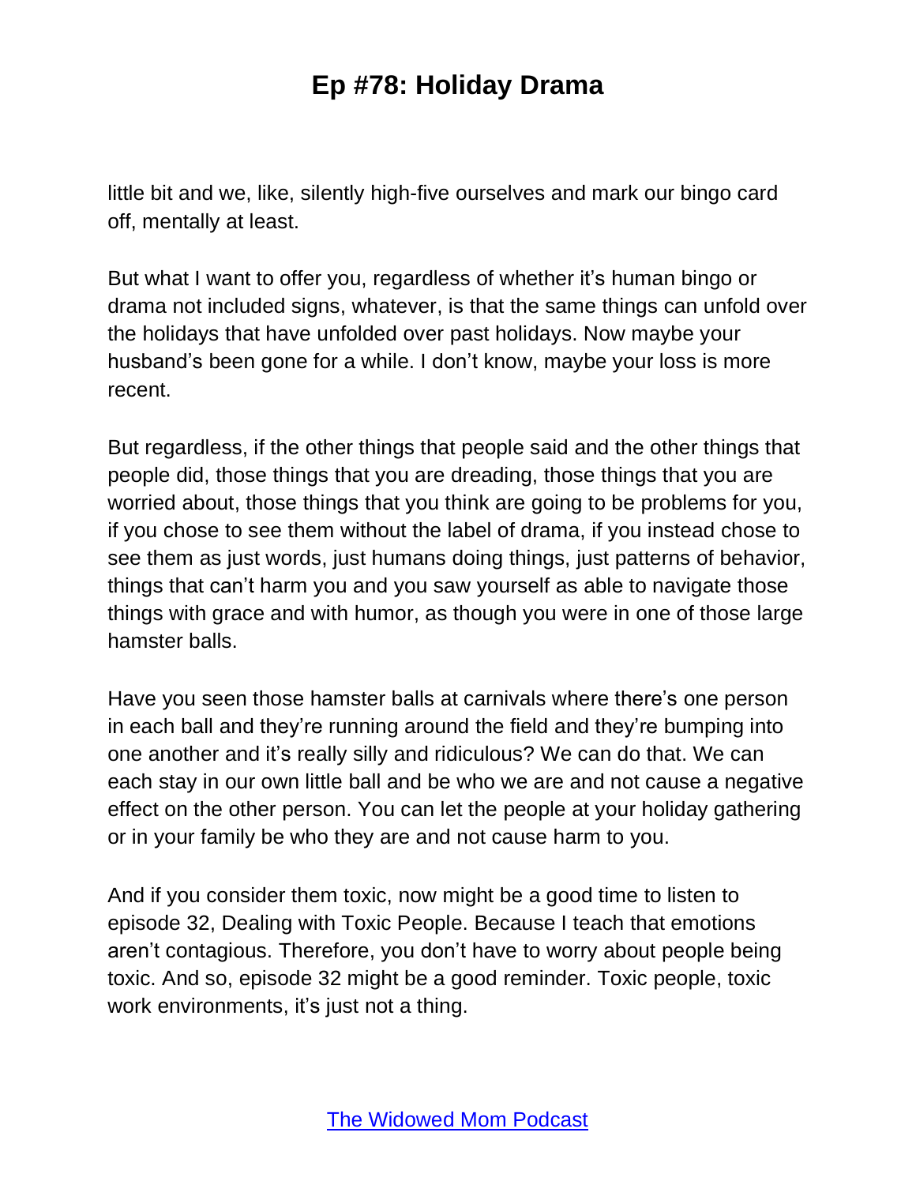little bit and we, like, silently high-five ourselves and mark our bingo card off, mentally at least.

But what I want to offer you, regardless of whether it's human bingo or drama not included signs, whatever, is that the same things can unfold over the holidays that have unfolded over past holidays. Now maybe your husband's been gone for a while. I don't know, maybe your loss is more recent.

But regardless, if the other things that people said and the other things that people did, those things that you are dreading, those things that you are worried about, those things that you think are going to be problems for you, if you chose to see them without the label of drama, if you instead chose to see them as just words, just humans doing things, just patterns of behavior, things that can't harm you and you saw yourself as able to navigate those things with grace and with humor, as though you were in one of those large hamster balls.

Have you seen those hamster balls at carnivals where there's one person in each ball and they're running around the field and they're bumping into one another and it's really silly and ridiculous? We can do that. We can each stay in our own little ball and be who we are and not cause a negative effect on the other person. You can let the people at your holiday gathering or in your family be who they are and not cause harm to you.

And if you consider them toxic, now might be a good time to listen to episode 32, Dealing with Toxic People. Because I teach that emotions aren't contagious. Therefore, you don't have to worry about people being toxic. And so, episode 32 might be a good reminder. Toxic people, toxic work environments, it's just not a thing.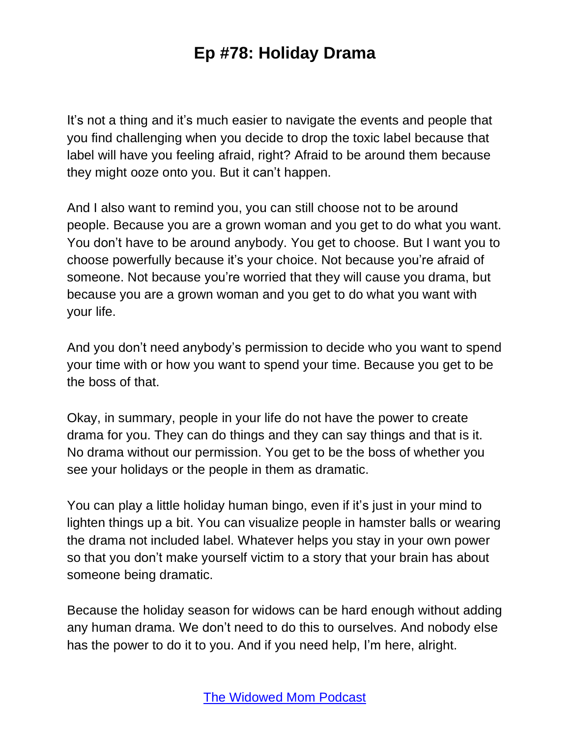It's not a thing and it's much easier to navigate the events and people that you find challenging when you decide to drop the toxic label because that label will have you feeling afraid, right? Afraid to be around them because they might ooze onto you. But it can't happen.

And I also want to remind you, you can still choose not to be around people. Because you are a grown woman and you get to do what you want. You don't have to be around anybody. You get to choose. But I want you to choose powerfully because it's your choice. Not because you're afraid of someone. Not because you're worried that they will cause you drama, but because you are a grown woman and you get to do what you want with your life.

And you don't need anybody's permission to decide who you want to spend your time with or how you want to spend your time. Because you get to be the boss of that.

Okay, in summary, people in your life do not have the power to create drama for you. They can do things and they can say things and that is it. No drama without our permission. You get to be the boss of whether you see your holidays or the people in them as dramatic.

You can play a little holiday human bingo, even if it's just in your mind to lighten things up a bit. You can visualize people in hamster balls or wearing the drama not included label. Whatever helps you stay in your own power so that you don't make yourself victim to a story that your brain has about someone being dramatic.

Because the holiday season for widows can be hard enough without adding any human drama. We don't need to do this to ourselves. And nobody else has the power to do it to you. And if you need help, I'm here, alright.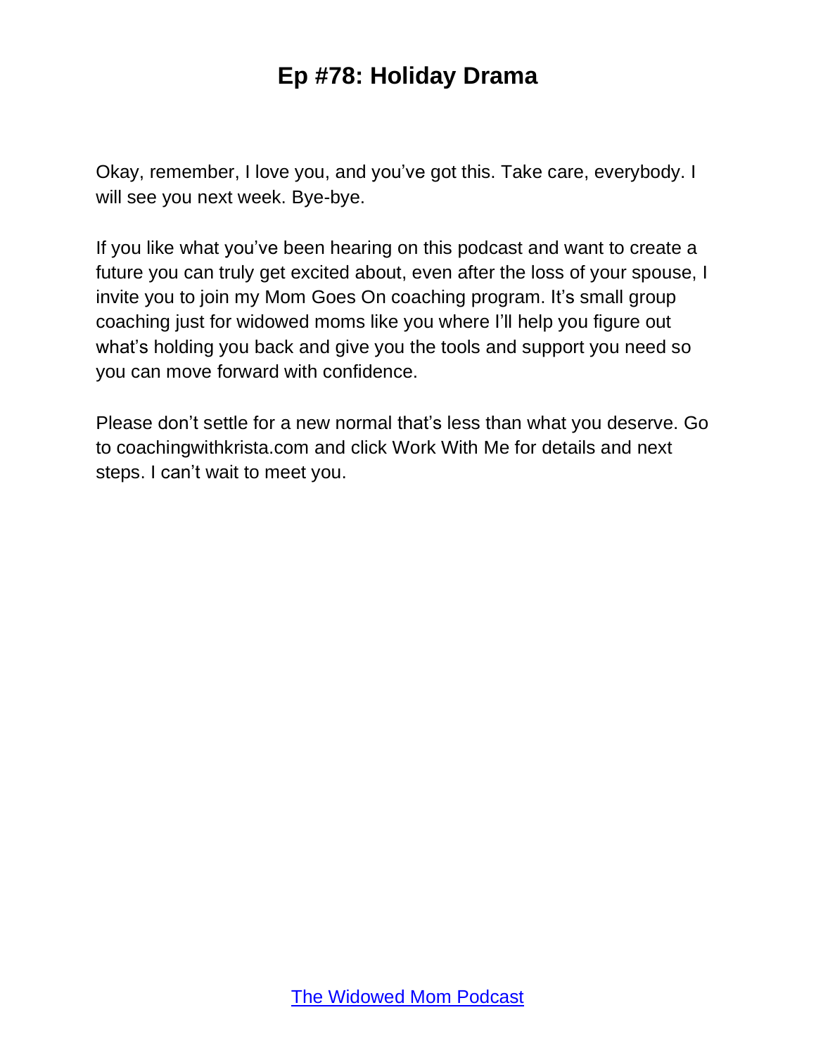Okay, remember, I love you, and you've got this. Take care, everybody. I will see you next week. Bye-bye.

If you like what you've been hearing on this podcast and want to create a future you can truly get excited about, even after the loss of your spouse, I invite you to join my Mom Goes On coaching program. It's small group coaching just for widowed moms like you where I'll help you figure out what's holding you back and give you the tools and support you need so you can move forward with confidence.

Please don't settle for a new normal that's less than what you deserve. Go to coachingwithkrista.com and click Work With Me for details and next steps. I can't wait to meet you.